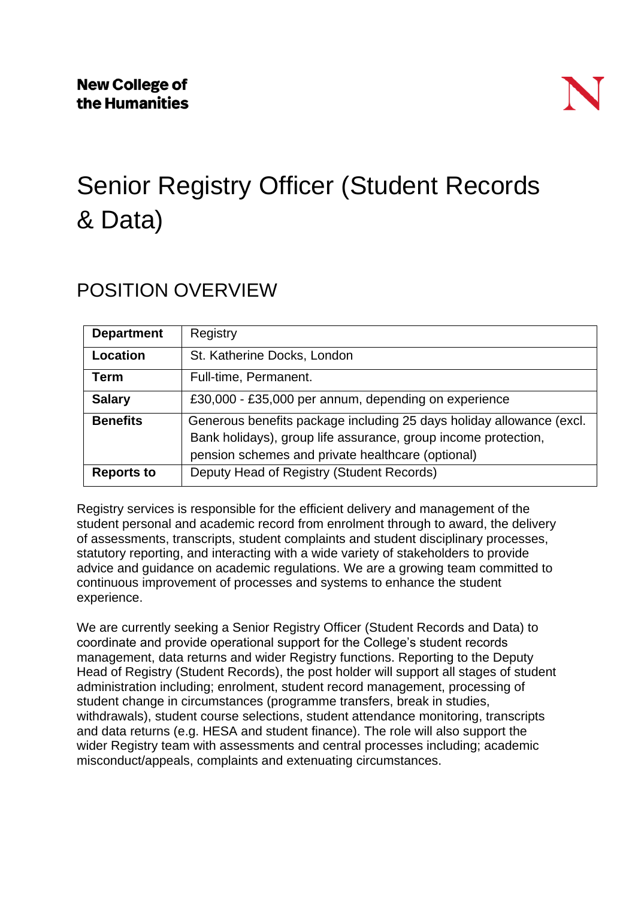**New College of the Humanities**

# Senior Registry Officer (Student Records & Data)

## POSITION OVERVIEW

| | |
|---|---|
| **Department** | Registry |
| **Location** | St. Katherine Docks, London |
| **Term** | Full-time, Permanent. |
| **Salary** | £30,000 - £35,000 per annum, depending on experience |
| **Benefits** | Generous benefits package including 25 days holiday allowance (excl. Bank holidays), group life assurance, group income protection, pension schemes and private healthcare (optional) |
| **Reports to** | Deputy Head of Registry (Student Records) |

Registry services is responsible for the efficient delivery and management of the student personal and academic record from enrolment through to award, the delivery of assessments, transcripts, student complaints and student disciplinary processes, statutory reporting, and interacting with a wide variety of stakeholders to provide advice and guidance on academic regulations. We are a growing team committed to continuous improvement of processes and systems to enhance the student experience.

We are currently seeking a Senior Registry Officer (Student Records and Data) to coordinate and provide operational support for the College's student records management, data returns and wider Registry functions. Reporting to the Deputy Head of Registry (Student Records), the post holder will support all stages of student administration including; enrolment, student record management, processing of student change in circumstances (programme transfers, break in studies, withdrawals), student course selections, student attendance monitoring, transcripts and data returns (e.g. HESA and student finance). The role will also support the wider Registry team with assessments and central processes including; academic misconduct/appeals, complaints and extenuating circumstances.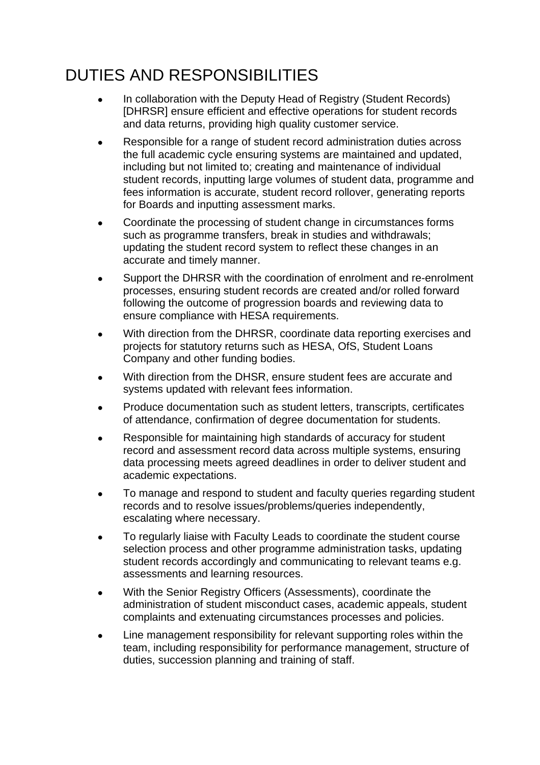# DUTIES AND RESPONSIBILITIES

- In collaboration with the Deputy Head of Registry (Student Records) [DHRSR] ensure efficient and effective operations for student records and data returns, providing high quality customer service.
- Responsible for a range of student record administration duties across the full academic cycle ensuring systems are maintained and updated, including but not limited to; creating and maintenance of individual student records, inputting large volumes of student data, programme and fees information is accurate, student record rollover, generating reports for Boards and inputting assessment marks.
- Coordinate the processing of student change in circumstances forms such as programme transfers, break in studies and withdrawals; updating the student record system to reflect these changes in an accurate and timely manner.
- Support the DHRSR with the coordination of enrolment and re-enrolment processes, ensuring student records are created and/or rolled forward following the outcome of progression boards and reviewing data to ensure compliance with HESA requirements.
- With direction from the DHRSR, coordinate data reporting exercises and projects for statutory returns such as HESA, OfS, Student Loans Company and other funding bodies.
- With direction from the DHSR, ensure student fees are accurate and systems updated with relevant fees information.
- Produce documentation such as student letters, transcripts, certificates of attendance, confirmation of degree documentation for students.
- Responsible for maintaining high standards of accuracy for student record and assessment record data across multiple systems, ensuring data processing meets agreed deadlines in order to deliver student and academic expectations.
- To manage and respond to student and faculty queries regarding student records and to resolve issues/problems/queries independently, escalating where necessary.
- To regularly liaise with Faculty Leads to coordinate the student course selection process and other programme administration tasks, updating student records accordingly and communicating to relevant teams e.g. assessments and learning resources.
- With the Senior Registry Officers (Assessments), coordinate the administration of student misconduct cases, academic appeals, student complaints and extenuating circumstances processes and policies.
- Line management responsibility for relevant supporting roles within the team, including responsibility for performance management, structure of duties, succession planning and training of staff.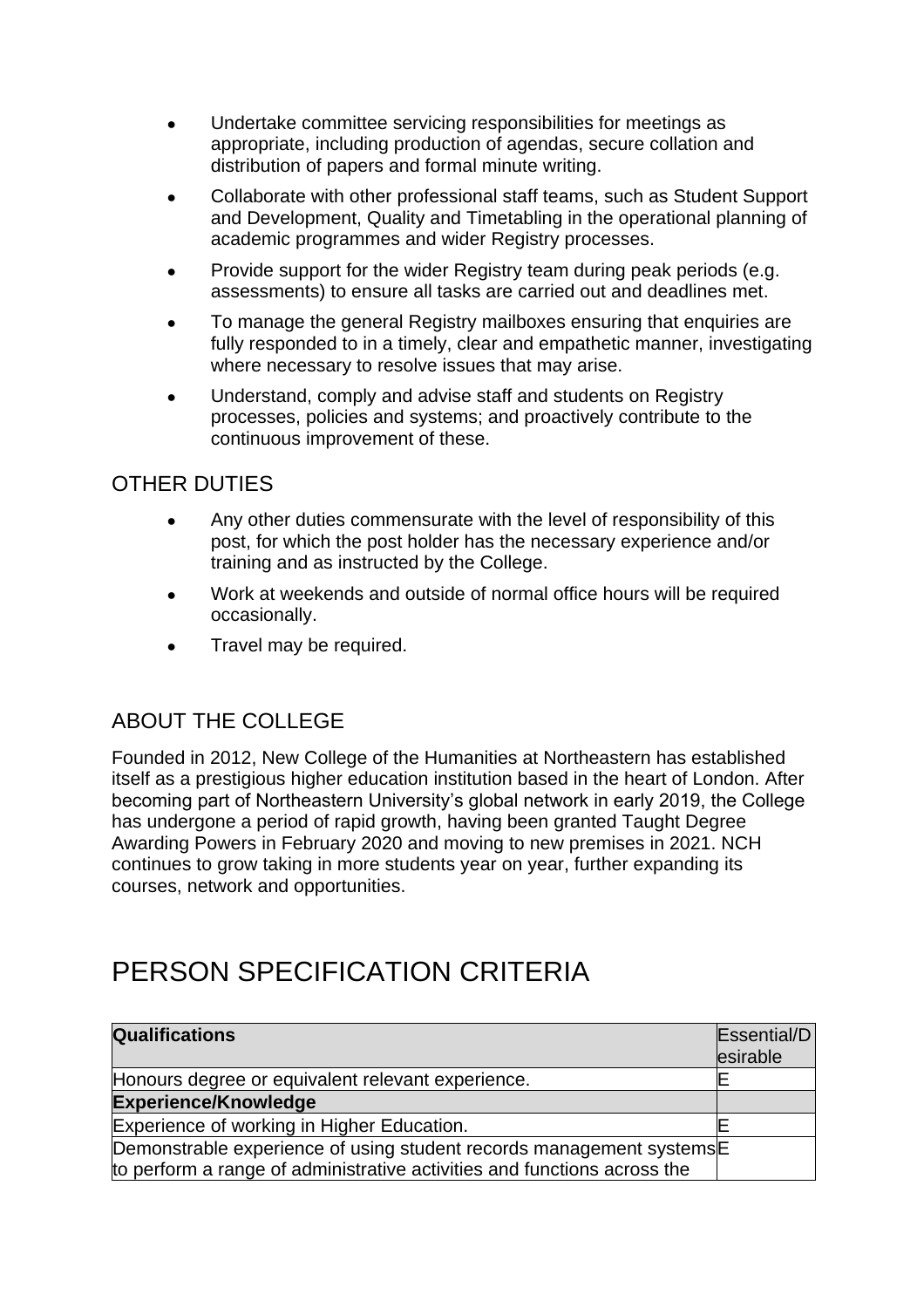- Undertake committee servicing responsibilities for meetings as appropriate, including production of agendas, secure collation and distribution of papers and formal minute writing.
- Collaborate with other professional staff teams, such as Student Support and Development, Quality and Timetabling in the operational planning of academic programmes and wider Registry processes.
- Provide support for the wider Registry team during peak periods (e.g. assessments) to ensure all tasks are carried out and deadlines met.
- To manage the general Registry mailboxes ensuring that enquiries are fully responded to in a timely, clear and empathetic manner, investigating where necessary to resolve issues that may arise.
- Understand, comply and advise staff and students on Registry processes, policies and systems; and proactively contribute to the continuous improvement of these.

## OTHER DUTIES

- Any other duties commensurate with the level of responsibility of this post, for which the post holder has the necessary experience and/or training and as instructed by the College.
- Work at weekends and outside of normal office hours will be required occasionally.
- Travel may be required.

## ABOUT THE COLLEGE

Founded in 2012, New College of the Humanities at Northeastern has established itself as a prestigious higher education institution based in the heart of London. After becoming part of Northeastern University's global network in early 2019, the College has undergone a period of rapid growth, having been granted Taught Degree Awarding Powers in February 2020 and moving to new premises in 2021. NCH continues to grow taking in more students year on year, further expanding its courses, network and opportunities.

# PERSON SPECIFICATION CRITERIA

| **Qualifications** | Essential/Desirable |
|---|---|
| Honours degree or equivalent relevant experience. | E |
| **Experience/Knowledge** | |
| Experience of working in Higher Education. | E |
| Demonstrable experience of using student records management systems to perform a range of administrative activities and functions across the | E |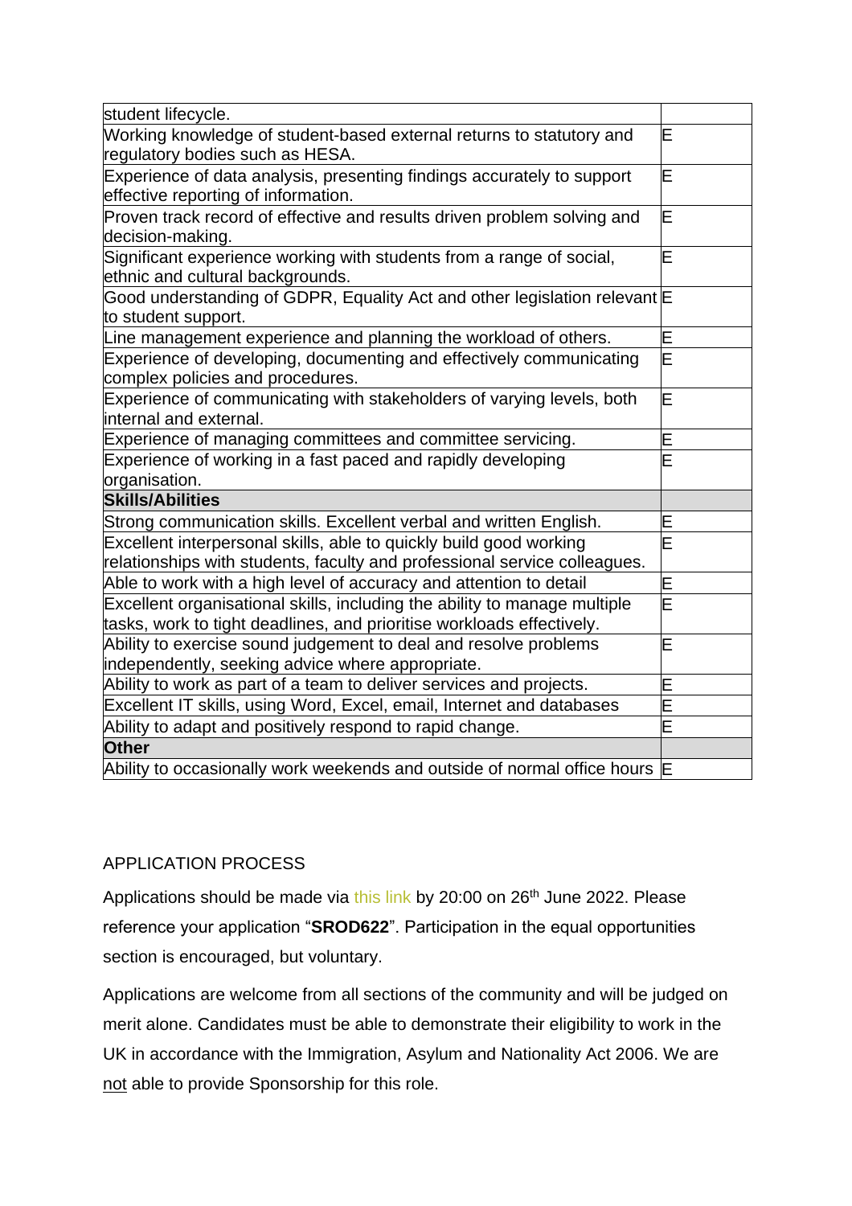| | |
|---|---|
| student lifecycle. | |
| Working knowledge of student-based external returns to statutory and regulatory bodies such as HESA. | E |
| Experience of data analysis, presenting findings accurately to support effective reporting of information. | E |
| Proven track record of effective and results driven problem solving and decision-making. | E |
| Significant experience working with students from a range of social, ethnic and cultural backgrounds. | E |
| Good understanding of GDPR, Equality Act and other legislation relevant to student support. | E |
| Line management experience and planning the workload of others. | E |
| Experience of developing, documenting and effectively communicating complex policies and procedures. | E |
| Experience of communicating with stakeholders of varying levels, both internal and external. | E |
| Experience of managing committees and committee servicing. | E |
| Experience of working in a fast paced and rapidly developing organisation. | E |
| **Skills/Abilities** | |
| Strong communication skills. Excellent verbal and written English. | E |
| Excellent interpersonal skills, able to quickly build good working relationships with students, faculty and professional service colleagues. | E |
| Able to work with a high level of accuracy and attention to detail | E |
| Excellent organisational skills, including the ability to manage multiple tasks, work to tight deadlines, and prioritise workloads effectively. | E |
| Ability to exercise sound judgement to deal and resolve problems independently, seeking advice where appropriate. | E |
| Ability to work as part of a team to deliver services and projects. | E |
| Excellent IT skills, using Word, Excel, email, Internet and databases | E |
| Ability to adapt and positively respond to rapid change. | E |
| **Other** | |
| Ability to occasionally work weekends and outside of normal office hours | E |

APPLICATION PROCESS

Applications should be made via this link by 20:00 on 26th June 2022. Please reference your application "**SROD622**". Participation in the equal opportunities section is encouraged, but voluntary.

Applications are welcome from all sections of the community and will be judged on merit alone. Candidates must be able to demonstrate their eligibility to work in the UK in accordance with the Immigration, Asylum and Nationality Act 2006. We are not able to provide Sponsorship for this role.